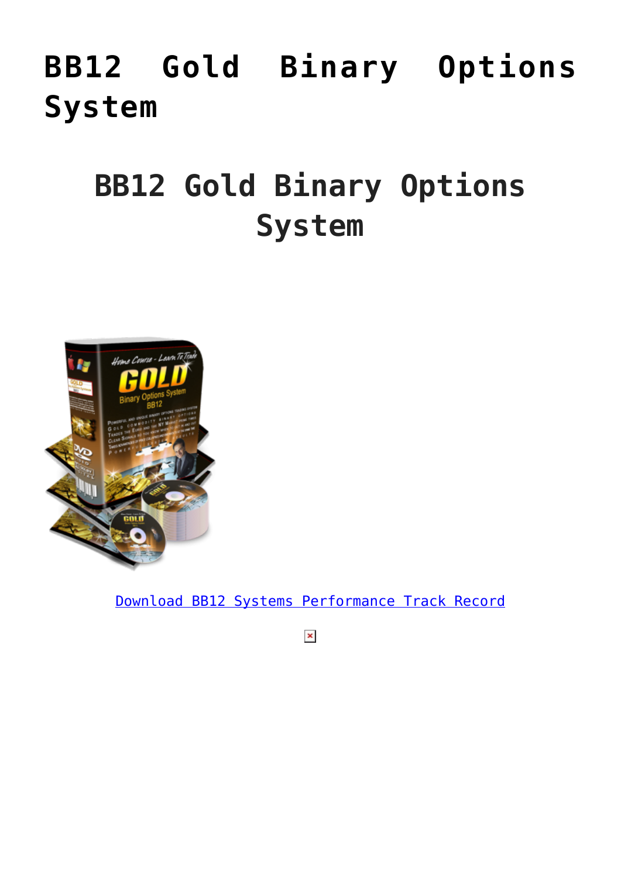# BB12 Gold Binary Options System

## BB12 Gold Binary Options System

Download BB12 Systems Performance Track Record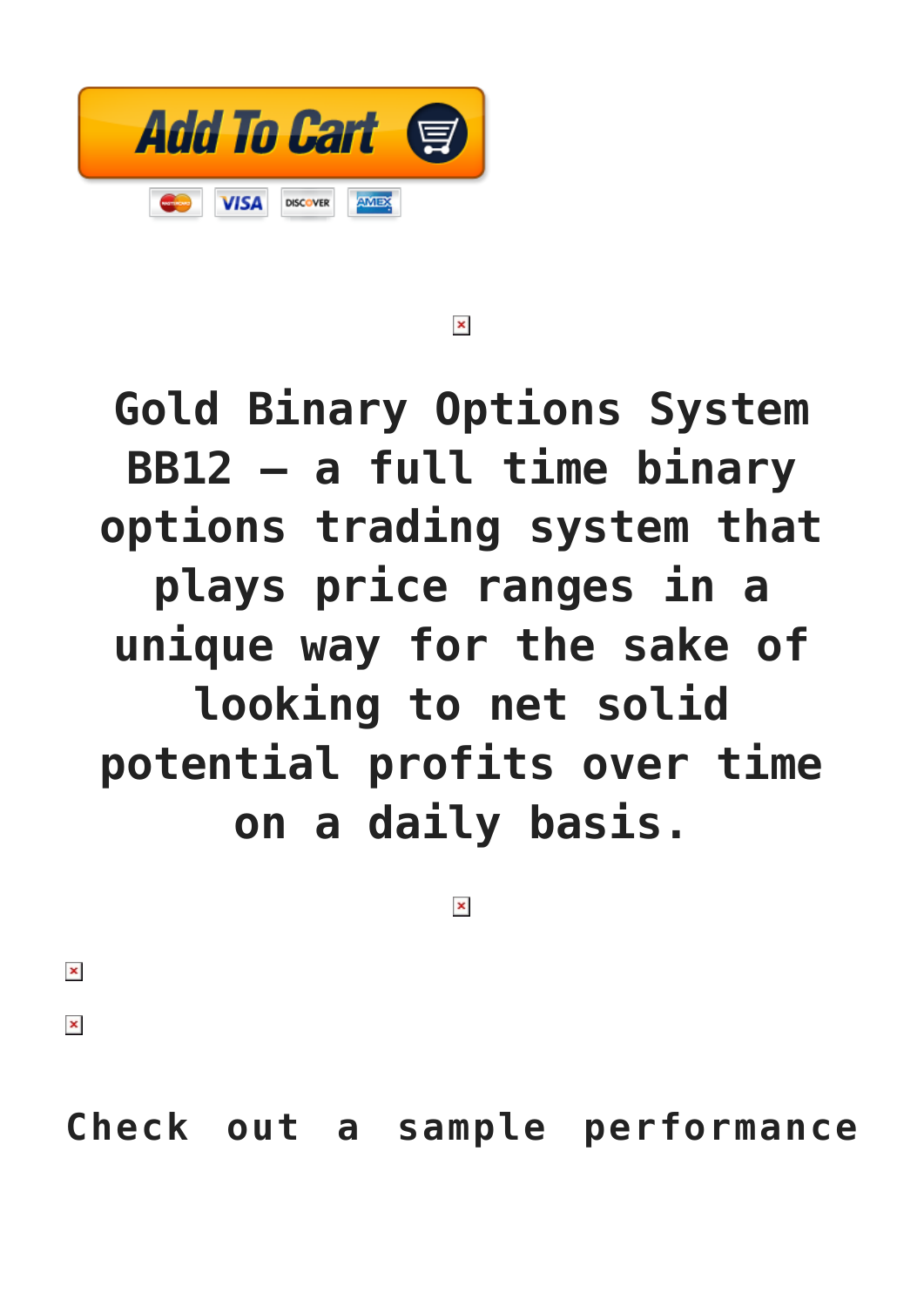# Gold Binary Options System BB12 – a full time binary options trading system that plays price ranges in a unique way for the sake of looking to net solid potential profits over time on a daily basis.

**Check out a sample performance**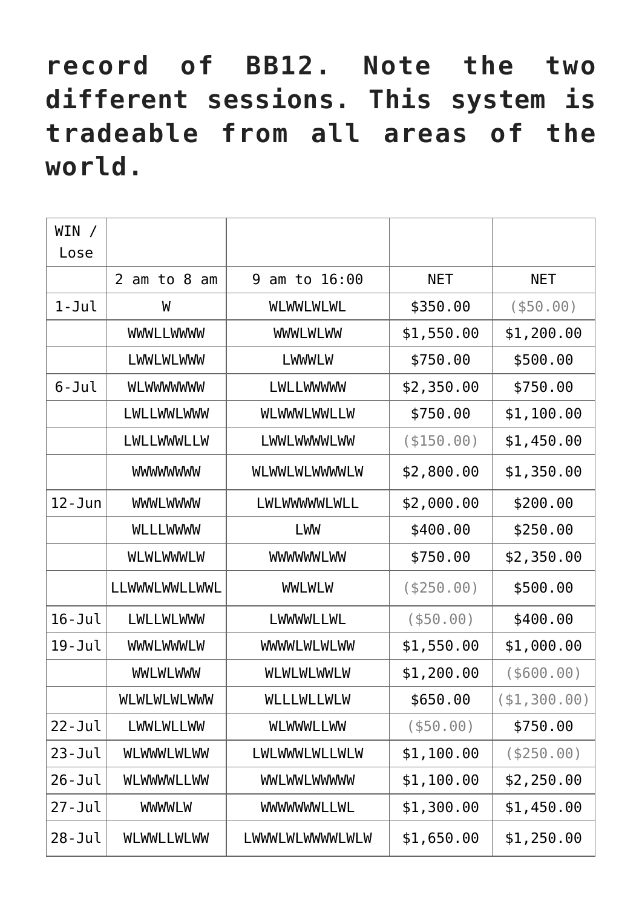**record of BB12. Note the two different sessions. This system is tradeable from all areas of the world.**

| WIN / Lose | | | | |
|---|---|---|---|---|
| | 2 am to 8 am | 9 am to 16:00 | NET | NET |
| 1-Jul | W | WLWWLWLWL | $350.00 | ($50.00) |
| | WWWLLWWWW | WWWLWLWW | $1,550.00 | $1,200.00 |
| | LWWLWLWWW | LWWWLW | $750.00 | $500.00 |
| 6-Jul | WLWWWWWWW | LWLLWWWWW | $2,350.00 | $750.00 |
| | LWLLWWLWWW | WLWWWLWWLLW | $750.00 | $1,100.00 |
| | LWLLWWWLLW | LWWLWWWWLWW | ($150.00) | $1,450.00 |
| | WWWWWWWW | WLWWLWLWWWWLW | $2,800.00 | $1,350.00 |
| 12-Jun | WWWLWWWW | LWLWWWWWLWLL | $2,000.00 | $200.00 |
| | WLLLWWWW | LWW | $400.00 | $250.00 |
| | WLWLWWWLW | WWWWWWLWW | $750.00 | $2,350.00 |
| | LLWWWLWWLLWWL | WWLWLW | ($250.00) | $500.00 |
| 16-Jul | LWLLWLWWW | LWWWWLLWL | ($50.00) | $400.00 |
| 19-Jul | WWWLWWWLW | WWWWLWLWLWW | $1,550.00 | $1,000.00 |
| | WWLWLWWW | WLWLWLWWLW | $1,200.00 | ($600.00) |
| | WLWLWLWLWWW | WLLLWLLWLW | $650.00 | ($1,300.00) |
| 22-Jul | LWWLWLLWW | WLWWWLLWW | ($50.00) | $750.00 |
| 23-Jul | WLWWWLWLWW | LWLWWWLWLLWLW | $1,100.00 | ($250.00) |
| 26-Jul | WLWWWWLLWW | WWLWWLWWWWW | $1,100.00 | $2,250.00 |
| 27-Jul | WWWWLW | WWWWWWWLLWL | $1,300.00 | $1,450.00 |
| 28-Jul | WLWWLLWLWW | LWWWLWLWWWWLWLW | $1,650.00 | $1,250.00 |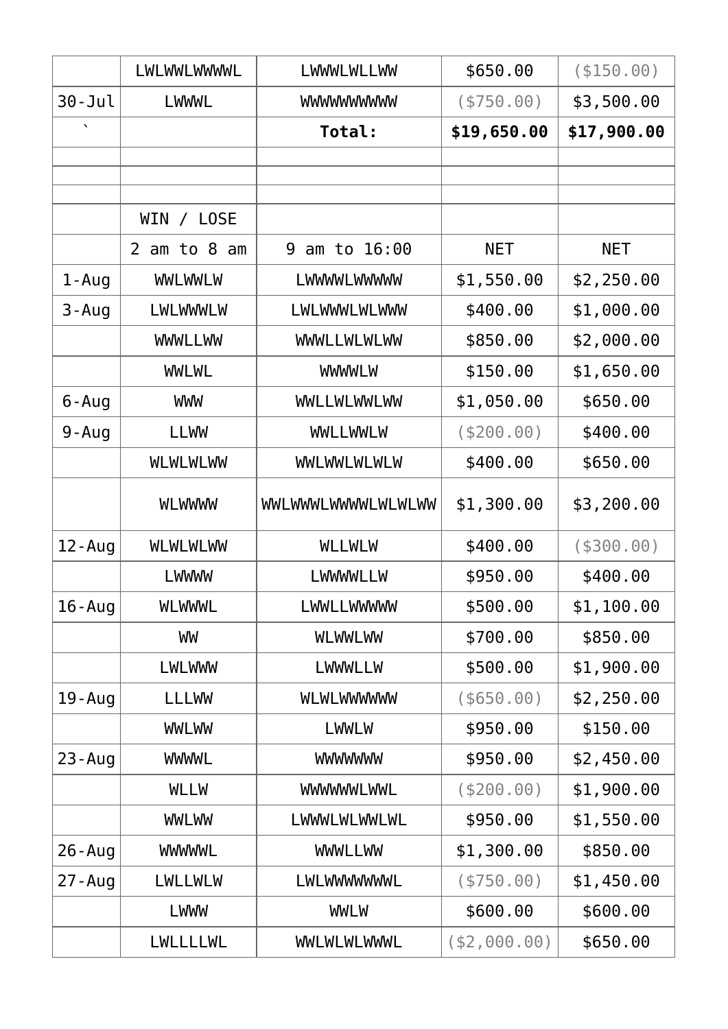| | | | | |
|---|---|---|---|---|
| | LWLWWLWWWWL | LWWWLWLLWW | $650.00 | ($150.00) |
| 30-Jul | LWWWL | WWWWWWWWWW | ($750.00) | $3,500.00 |
| ` | | **Total:** | **$19,650.00** | **$17,900.00** |
| | | | | |
| | | | | |
| | | | | |
| | WIN / LOSE | | | |
| | 2 am to 8 am | 9 am to 16:00 | NET | NET |
| 1-Aug | WWLWWLW | LWWWWLWWWWW | $1,550.00 | $2,250.00 |
| 3-Aug | LWLWWWLW | LWLWWWLWLWWW | $400.00 | $1,000.00 |
| | WWWLLWW | WWWLLWLWLWW | $850.00 | $2,000.00 |
| | WWLWL | WWWWLW | $150.00 | $1,650.00 |
| 6-Aug | WWW | WWLLWLWWLWW | $1,050.00 | $650.00 |
| 9-Aug | LLWW | WWLLWWLW | ($200.00) | $400.00 |
| | WLWLWLWW | WWLWWLWLWLW | $400.00 | $650.00 |
| | WLWWWW | WWLWWWLWWWWLWLWLWW | $1,300.00 | $3,200.00 |
| 12-Aug | WLWLWLWW | WLLWLW | $400.00 | ($300.00) |
| | LWWWW | LWWWWLLW | $950.00 | $400.00 |
| 16-Aug | WLWWWL | LWWLLWWWWW | $500.00 | $1,100.00 |
| | WW | WLWWLWW | $700.00 | $850.00 |
| | LWLWWW | LWWWLLW | $500.00 | $1,900.00 |
| 19-Aug | LLLWW | WLWLWWWWWW | ($650.00) | $2,250.00 |
| | WWLWW | LWWLW | $950.00 | $150.00 |
| 23-Aug | WWWWL | WWWWWWW | $950.00 | $2,450.00 |
| | WLLW | WWWWWWLWWL | ($200.00) | $1,900.00 |
| | WWLWW | LWWWLWLWWLWL | $950.00 | $1,550.00 |
| 26-Aug | WWWWWL | WWWLLWW | $1,300.00 | $850.00 |
| 27-Aug | LWLLWLW | LWLWWWWWWWL | ($750.00) | $1,450.00 |
| | LWWW | WWLW | $600.00 | $600.00 |
| | LWLLLLWL | WWLWLWLWWWL | ($2,000.00) | $650.00 |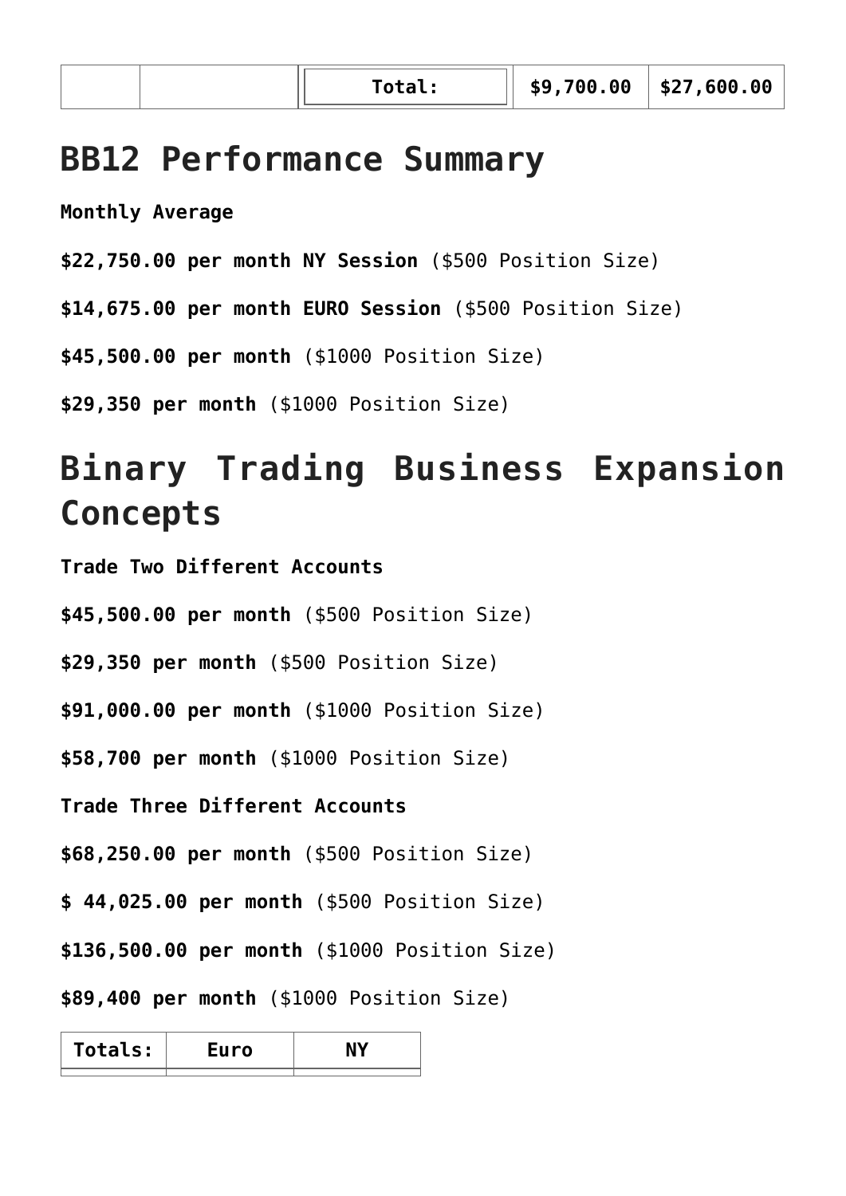| | | Total: | $9,700.00 | $27,600.00 |
|---|---|---|---|---|

## BB12 Performance Summary

**Monthly Average**

**$22,750.00 per month NY Session** ($500 Position Size)

**$14,675.00 per month EURO Session** ($500 Position Size)

**$45,500.00 per month** ($1000 Position Size)

**$29,350 per month** ($1000 Position Size)

## Binary Trading Business Expansion Concepts

**Trade Two Different Accounts**

**$45,500.00 per month** ($500 Position Size)

**$29,350 per month** ($500 Position Size)

**$91,000.00 per month** ($1000 Position Size)

**$58,700 per month** ($1000 Position Size)

**Trade Three Different Accounts**

**$68,250.00 per month** ($500 Position Size)

**$ 44,025.00 per month** ($500 Position Size)

**$136,500.00 per month** ($1000 Position Size)

**$89,400 per month** ($1000 Position Size)

| Totals: | Euro | NY |
|---|---|---|
| | | |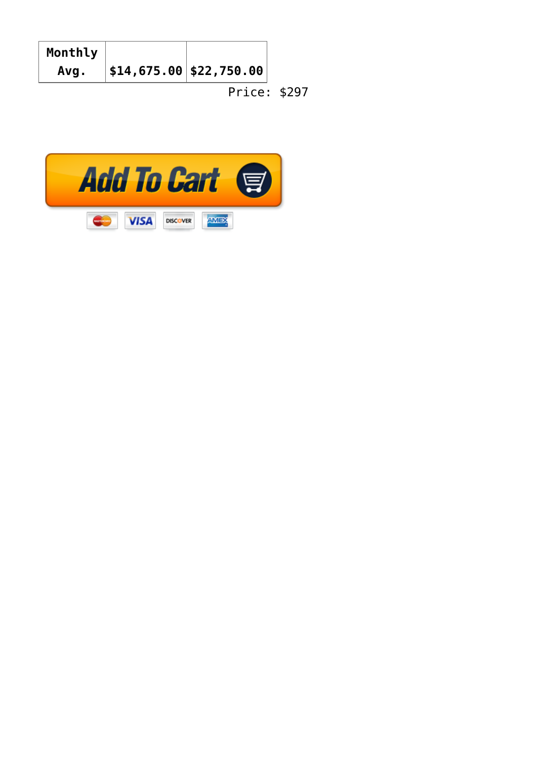| | | |
|---|---|---|
| **Monthly Avg.** | **$14,675.00** | **$22,750.00** |

Price: $297

Add To Cart